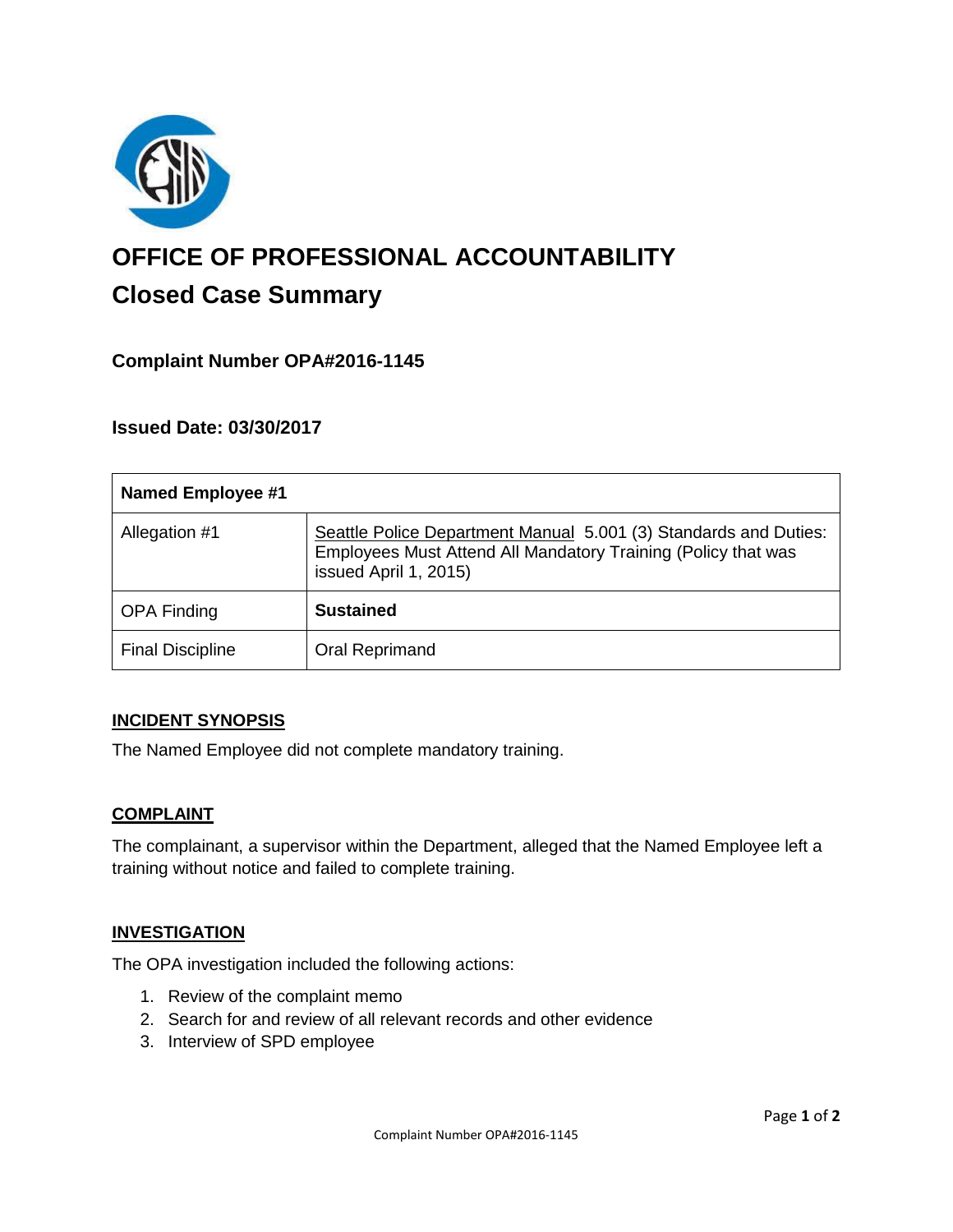# OFFICE OF PROFESSIONAL ACCOUNTABILITY

## Closed Case Summary

### Complaint Number OPA#2016-1145

### Issued Date: 03/30/2017

| Named Employee #1 | |
|---|---|
| Allegation #1 | Seattle Police Department Manual 5.001 (3) Standards and Duties: Employees Must Attend All Mandatory Training (Policy that was issued April 1, 2015) |
| OPA Finding | **Sustained** |
| Final Discipline | Oral Reprimand |

#### INCIDENT SYNOPSIS

The Named Employee did not complete mandatory training.

#### COMPLAINT

The complainant, a supervisor within the Department, alleged that the Named Employee left a training without notice and failed to complete training.

#### INVESTIGATION

The OPA investigation included the following actions:

1. Review of the complaint memo
2. Search for and review of all relevant records and other evidence
3. Interview of SPD employee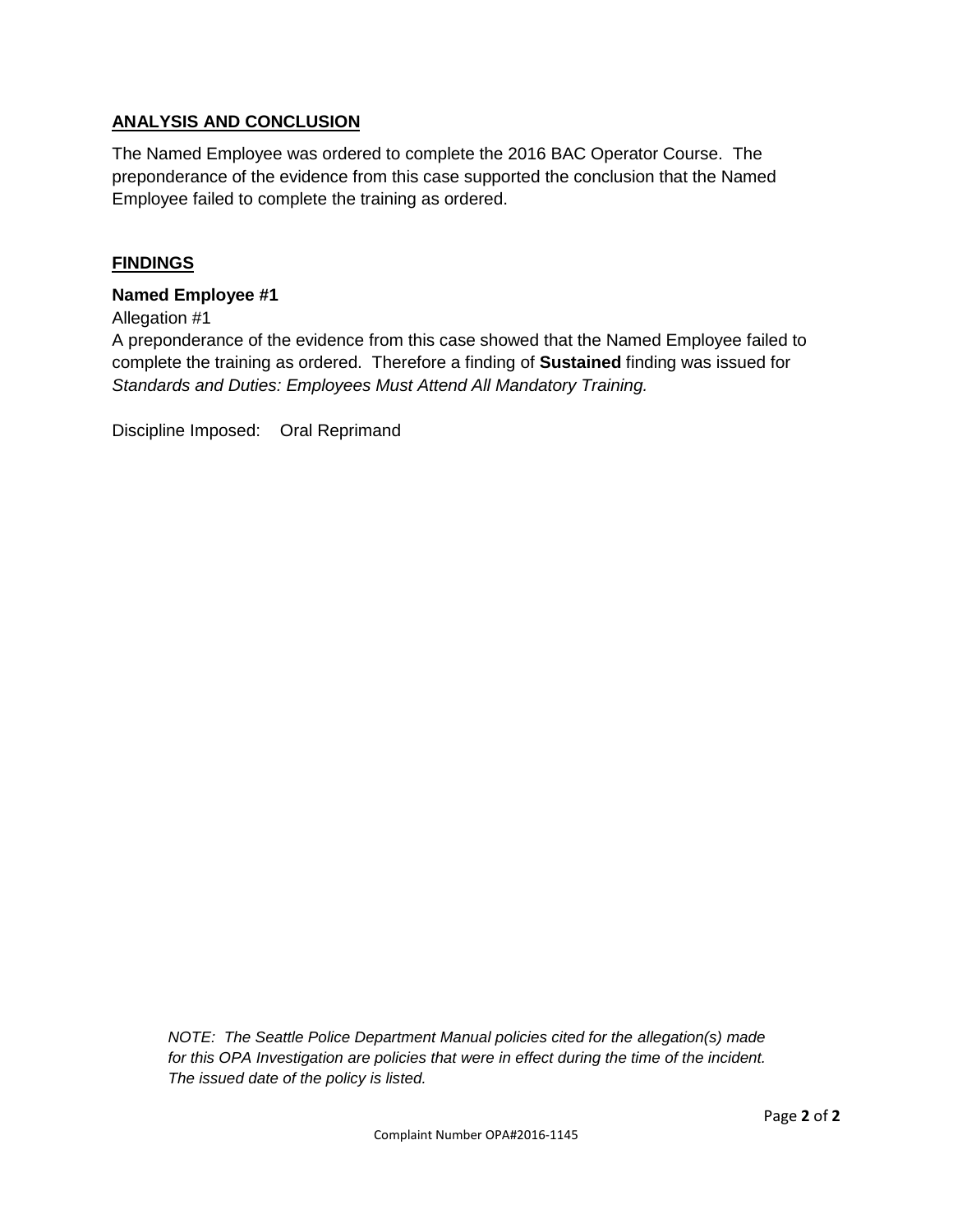## ANALYSIS AND CONCLUSION

The Named Employee was ordered to complete the 2016 BAC Operator Course. The preponderance of the evidence from this case supported the conclusion that the Named Employee failed to complete the training as ordered.

## FINDINGS

**Named Employee #1**

Allegation #1

A preponderance of the evidence from this case showed that the Named Employee failed to complete the training as ordered. Therefore a finding of **Sustained** finding was issued for *Standards and Duties: Employees Must Attend All Mandatory Training.*

Discipline Imposed: Oral Reprimand

*NOTE: The Seattle Police Department Manual policies cited for the allegation(s) made for this OPA Investigation are policies that were in effect during the time of the incident. The issued date of the policy is listed.*

Complaint Number OPA#2016-1145